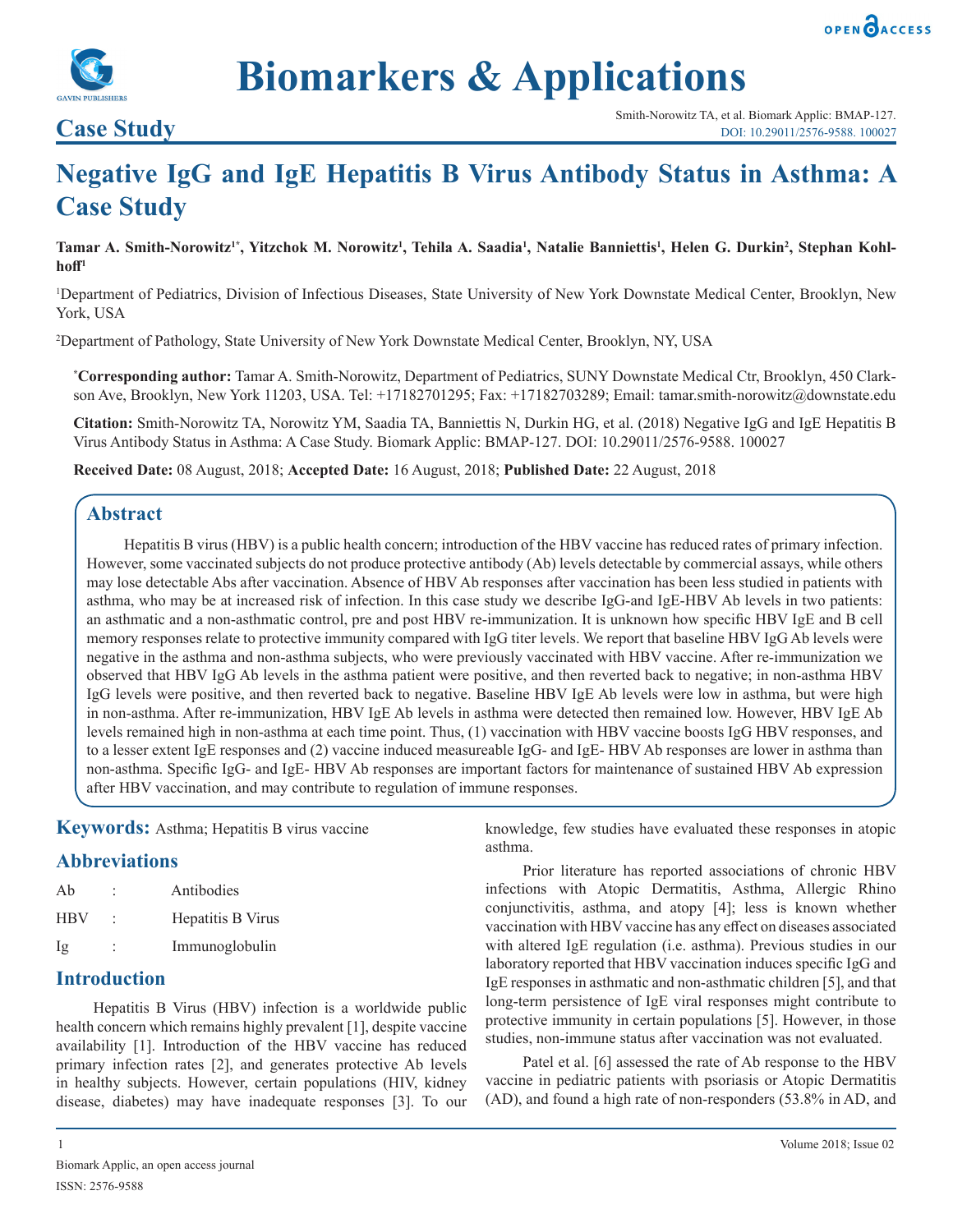## Case Study

# Negative IgG and IgE Hepatitis B Virus Antibody Status in Asthma: A Case Study

**Tamar A. Smith-Norowitz[1*], Yitzchok M. Norowitz[1], Tehila A. Saadia[1], Natalie Banniettis[1], Helen G. Durkin[2], Stephan Kohlhoff[1]**

[1]Department of Pediatrics, Division of Infectious Diseases, State University of New York Downstate Medical Center, Brooklyn, New York, USA

[2]Department of Pathology, State University of New York Downstate Medical Center, Brooklyn, NY, USA

**[*]Corresponding author:** Tamar A. Smith-Norowitz, Department of Pediatrics, SUNY Downstate Medical Ctr, Brooklyn, 450 Clarkson Ave, Brooklyn, New York 11203, USA. Tel: +17182701295; Fax: +17182703289; Email: tamar.smith-norowitz@downstate.edu

**Citation:** Smith-Norowitz TA, Norowitz YM, Saadia TA, Banniettis N, Durkin HG, et al. (2018) Negative IgG and IgE Hepatitis B Virus Antibody Status in Asthma: A Case Study. Biomark Applic: BMAP-127. DOI: 10.29011/2576-9588. 100027

**Received Date:** 08 August, 2018; **Accepted Date:** 16 August, 2018; **Published Date:** 22 August, 2018

## Abstract

Hepatitis B virus (HBV) is a public health concern; introduction of the HBV vaccine has reduced rates of primary infection. However, some vaccinated subjects do not produce protective antibody (Ab) levels detectable by commercial assays, while others may lose detectable Abs after vaccination. Absence of HBV Ab responses after vaccination has been less studied in patients with asthma, who may be at increased risk of infection. In this case study we describe IgG-and IgE-HBV Ab levels in two patients: an asthmatic and a non-asthmatic control, pre and post HBV re-immunization. It is unknown how specific HBV IgE and B cell memory responses relate to protective immunity compared with IgG titer levels. We report that baseline HBV IgG Ab levels were negative in the asthma and non-asthma subjects, who were previously vaccinated with HBV vaccine. After re-immunization we observed that HBV IgG Ab levels in the asthma patient were positive, and then reverted back to negative; in non-asthma HBV IgG levels were positive, and then reverted back to negative. Baseline HBV IgE Ab levels were low in asthma, but were high in non-asthma. After re-immunization, HBV IgE Ab levels in asthma were detected then remained low. However, HBV IgE Ab levels remained high in non-asthma at each time point. Thus, (1) vaccination with HBV vaccine boosts IgG HBV responses, and to a lesser extent IgE responses and (2) vaccine induced measureable IgG- and IgE- HBV Ab responses are lower in asthma than non-asthma. Specific IgG- and IgE- HBV Ab responses are important factors for maintenance of sustained HBV Ab expression after HBV vaccination, and may contribute to regulation of immune responses.

**Keywords:** Asthma; Hepatitis B virus vaccine

## Abbreviations

| | | |
|---|---|---|
| Ab | : | Antibodies |
| HBV | : | Hepatitis B Virus |
| Ig | : | Immunoglobulin |

## Introduction

Hepatitis B Virus (HBV) infection is a worldwide public health concern which remains highly prevalent [1], despite vaccine availability [1]. Introduction of the HBV vaccine has reduced primary infection rates [2], and generates protective Ab levels in healthy subjects. However, certain populations (HIV, kidney disease, diabetes) may have inadequate responses [3]. To our knowledge, few studies have evaluated these responses in atopic asthma.

Prior literature has reported associations of chronic HBV infections with Atopic Dermatitis, Asthma, Allergic Rhino conjunctivitis, asthma, and atopy [4]; less is known whether vaccination with HBV vaccine has any effect on diseases associated with altered IgE regulation (i.e. asthma). Previous studies in our laboratory reported that HBV vaccination induces specific IgG and IgE responses in asthmatic and non-asthmatic children [5], and that long-term persistence of IgE viral responses might contribute to protective immunity in certain populations [5]. However, in those studies, non-immune status after vaccination was not evaluated.

Patel et al. [6] assessed the rate of Ab response to the HBV vaccine in pediatric patients with psoriasis or Atopic Dermatitis (AD), and found a high rate of non-responders (53.8% in AD, and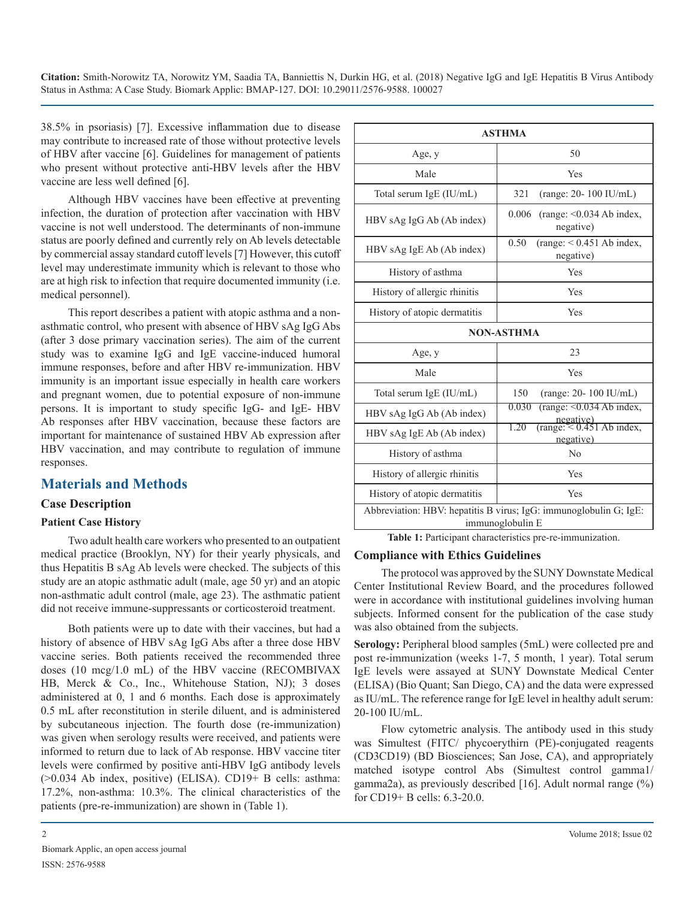38.5% in psoriasis) [7]. Excessive inflammation due to disease may contribute to increased rate of those without protective levels of HBV after vaccine [6]. Guidelines for management of patients who present without protective anti-HBV levels after the HBV vaccine are less well defined [6].

Although HBV vaccines have been effective at preventing infection, the duration of protection after vaccination with HBV vaccine is not well understood. The determinants of non-immune status are poorly defined and currently rely on Ab levels detectable by commercial assay standard cutoff levels [7] However, this cutoff level may underestimate immunity which is relevant to those who are at high risk to infection that require documented immunity (i.e. medical personnel).

This report describes a patient with atopic asthma and a non-asthmatic control, who present with absence of HBV sAg IgG Abs (after 3 dose primary vaccination series). The aim of the current study was to examine IgG and IgE vaccine-induced humoral immune responses, before and after HBV re-immunization. HBV immunity is an important issue especially in health care workers and pregnant women, due to potential exposure of non-immune persons. It is important to study specific IgG- and IgE- HBV Ab responses after HBV vaccination, because these factors are important for maintenance of sustained HBV Ab expression after HBV vaccination, and may contribute to regulation of immune responses.

## Materials and Methods

### Case Description

#### Patient Case History

Two adult health care workers who presented to an outpatient medical practice (Brooklyn, NY) for their yearly physicals, and thus Hepatitis B sAg Ab levels were checked. The subjects of this study are an atopic asthmatic adult (male, age 50 yr) and an atopic non-asthmatic adult control (male, age 23). The asthmatic patient did not receive immune-suppressants or corticosteroid treatment.

Both patients were up to date with their vaccines, but had a history of absence of HBV sAg IgG Abs after a three dose HBV vaccine series. Both patients received the recommended three doses (10 mcg/1.0 mL) of the HBV vaccine (RECOMBIVAX HB, Merck & Co., Inc., Whitehouse Station, NJ); 3 doses administered at 0, 1 and 6 months. Each dose is approximately 0.5 mL after reconstitution in sterile diluent, and is administered by subcutaneous injection. The fourth dose (re-immunization) was given when serology results were received, and patients were informed to return due to lack of Ab response. HBV vaccine titer levels were confirmed by positive anti-HBV IgG antibody levels (>0.034 Ab index, positive) (ELISA). CD19+ B cells: asthma: 17.2%, non-asthma: 10.3%. The clinical characteristics of the patients (pre-re-immunization) are shown in (Table 1).

| **ASTHMA** | |
|---|---|
| Age, y | 50 |
| Male | Yes |
| Total serum IgE (IU/mL) | 321 (range: 20- 100 IU/mL) |
| HBV sAg IgG Ab (Ab index) | 0.006 (range: <0.034 Ab index, negative) |
| HBV sAg IgE Ab (Ab index) | 0.50 (range: < 0.451 Ab index, negative) |
| History of asthma | Yes |
| History of allergic rhinitis | Yes |
| History of atopic dermatitis | Yes |
| **NON-ASTHMA** | |
| Age, y | 23 |
| Male | Yes |
| Total serum IgE (IU/mL) | 150 (range: 20- 100 IU/mL) |
| HBV sAg IgG Ab (Ab index) | 0.030 (range: <0.034 Ab index, negative) |
| HBV sAg IgE Ab (Ab index) | 1.20 (range: < 0.451 Ab index, negative) |
| History of asthma | No |
| History of allergic rhinitis | Yes |
| History of atopic dermatitis | Yes |
| Abbreviation: HBV: hepatitis B virus; IgG: immunoglobulin G; IgE: immunoglobulin E | |

**Table 1:** Participant characteristics pre-re-immunization.

### Compliance with Ethics Guidelines

The protocol was approved by the SUNY Downstate Medical Center Institutional Review Board, and the procedures followed were in accordance with institutional guidelines involving human subjects. Informed consent for the publication of the case study was also obtained from the subjects.

**Serology:** Peripheral blood samples (5mL) were collected pre and post re-immunization (weeks 1-7, 5 month, 1 year). Total serum IgE levels were assayed at SUNY Downstate Medical Center (ELISA) (Bio Quant; San Diego, CA) and the data were expressed as IU/mL. The reference range for IgE level in healthy adult serum: 20-100 IU/mL.

Flow cytometric analysis. The antibody used in this study was Simultest (FITC/ phycoerythirn (PE)-conjugated reagents (CD3CD19) (BD Biosciences; San Jose, CA), and appropriately matched isotype control Abs (Simultest control gamma1/ gamma2a), as previously described [16]. Adult normal range (%) for CD19+ B cells: 6.3-20.0.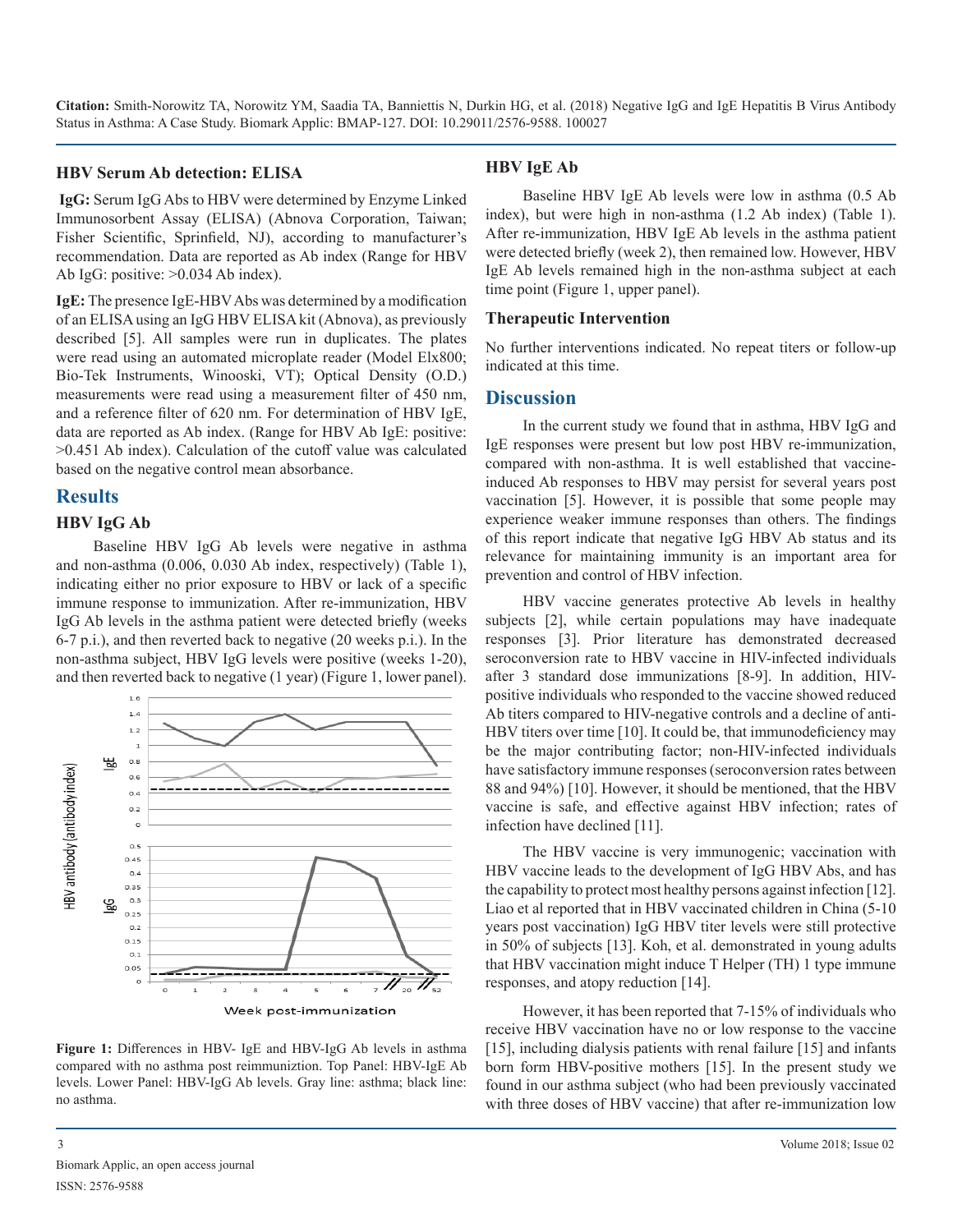### HBV Serum Ab detection: ELISA

**IgG:** Serum IgG Abs to HBV were determined by Enzyme Linked Immunosorbent Assay (ELISA) (Abnova Corporation, Taiwan; Fisher Scientific, Sprinfield, NJ), according to manufacturer's recommendation. Data are reported as Ab index (Range for HBV Ab IgG: positive: >0.034 Ab index).

**IgE:** The presence IgE-HBV Abs was determined by a modification of an ELISA using an IgG HBV ELISA kit (Abnova), as previously described [5]. All samples were run in duplicates. The plates were read using an automated microplate reader (Model Elx800; Bio-Tek Instruments, Winooski, VT); Optical Density (O.D.) measurements were read using a measurement filter of 450 nm, and a reference filter of 620 nm. For determination of HBV IgE, data are reported as Ab index. (Range for HBV Ab IgE: positive: >0.451 Ab index). Calculation of the cutoff value was calculated based on the negative control mean absorbance.

## Results

### HBV IgG Ab

Baseline HBV IgG Ab levels were negative in asthma and non-asthma (0.006, 0.030 Ab index, respectively) (Table 1), indicating either no prior exposure to HBV or lack of a specific immune response to immunization. After re-immunization, HBV IgG Ab levels in the asthma patient were detected briefly (weeks 6-7 p.i.), and then reverted back to negative (20 weeks p.i.). In the non-asthma subject, HBV IgG levels were positive (weeks 1-20), and then reverted back to negative (1 year) (Figure 1, lower panel).

**Figure 1:** Differences in HBV- IgE and HBV-IgG Ab levels in asthma compared with no asthma post reimmuniztion. Top Panel: HBV-IgE Ab levels. Lower Panel: HBV-IgG Ab levels. Gray line: asthma; black line: no asthma.

### HBV IgE Ab

Baseline HBV IgE Ab levels were low in asthma (0.5 Ab index), but were high in non-asthma (1.2 Ab index) (Table 1). After re-immunization, HBV IgE Ab levels in the asthma patient were detected briefly (week 2), then remained low. However, HBV IgE Ab levels remained high in the non-asthma subject at each time point (Figure 1, upper panel).

### Therapeutic Intervention

No further interventions indicated. No repeat titers or follow-up indicated at this time.

## Discussion

In the current study we found that in asthma, HBV IgG and IgE responses were present but low post HBV re-immunization, compared with non-asthma. It is well established that vaccine-induced Ab responses to HBV may persist for several years post vaccination [5]. However, it is possible that some people may experience weaker immune responses than others. The findings of this report indicate that negative IgG HBV Ab status and its relevance for maintaining immunity is an important area for prevention and control of HBV infection.

HBV vaccine generates protective Ab levels in healthy subjects [2], while certain populations may have inadequate responses [3]. Prior literature has demonstrated decreased seroconversion rate to HBV vaccine in HIV-infected individuals after 3 standard dose immunizations [8-9]. In addition, HIV-positive individuals who responded to the vaccine showed reduced Ab titers compared to HIV-negative controls and a decline of anti-HBV titers over time [10]. It could be, that immunodeficiency may be the major contributing factor; non-HIV-infected individuals have satisfactory immune responses (seroconversion rates between 88 and 94%) [10]. However, it should be mentioned, that the HBV vaccine is safe, and effective against HBV infection; rates of infection have declined [11].

The HBV vaccine is very immunogenic; vaccination with HBV vaccine leads to the development of IgG HBV Abs, and has the capability to protect most healthy persons against infection [12]. Liao et al reported that in HBV vaccinated children in China (5-10 years post vaccination) IgG HBV titer levels were still protective in 50% of subjects [13]. Koh, et al. demonstrated in young adults that HBV vaccination might induce T Helper (TH) 1 type immune responses, and atopy reduction [14].

However, it has been reported that 7-15% of individuals who receive HBV vaccination have no or low response to the vaccine [15], including dialysis patients with renal failure [15] and infants born form HBV-positive mothers [15]. In the present study we found in our asthma subject (who had been previously vaccinated with three doses of HBV vaccine) that after re-immunization low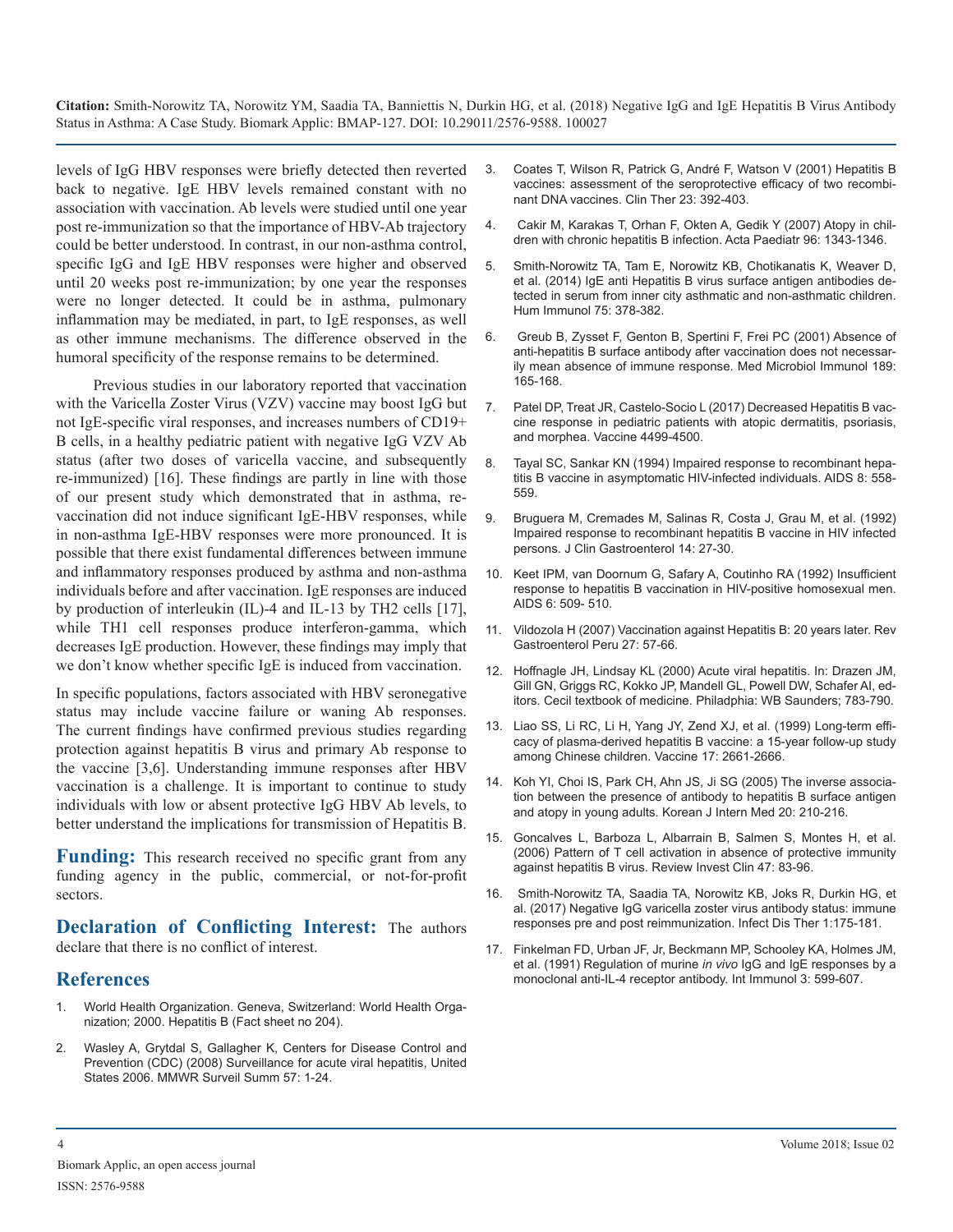levels of IgG HBV responses were briefly detected then reverted back to negative. IgE HBV levels remained constant with no association with vaccination. Ab levels were studied until one year post re-immunization so that the importance of HBV-Ab trajectory could be better understood. In contrast, in our non-asthma control, specific IgG and IgE HBV responses were higher and observed until 20 weeks post re-immunization; by one year the responses were no longer detected. It could be in asthma, pulmonary inflammation may be mediated, in part, to IgE responses, as well as other immune mechanisms. The difference observed in the humoral specificity of the response remains to be determined.

Previous studies in our laboratory reported that vaccination with the Varicella Zoster Virus (VZV) vaccine may boost IgG but not IgE-specific viral responses, and increases numbers of CD19+ B cells, in a healthy pediatric patient with negative IgG VZV Ab status (after two doses of varicella vaccine, and subsequently re-immunized) [16]. These findings are partly in line with those of our present study which demonstrated that in asthma, re-vaccination did not induce significant IgE-HBV responses, while in non-asthma IgE-HBV responses were more pronounced. It is possible that there exist fundamental differences between immune and inflammatory responses produced by asthma and non-asthma individuals before and after vaccination. IgE responses are induced by production of interleukin (IL)-4 and IL-13 by TH2 cells [17], while TH1 cell responses produce interferon-gamma, which decreases IgE production. However, these findings may imply that we don't know whether specific IgE is induced from vaccination.

In specific populations, factors associated with HBV seronegative status may include vaccine failure or waning Ab responses. The current findings have confirmed previous studies regarding protection against hepatitis B virus and primary Ab response to the vaccine [3,6]. Understanding immune responses after HBV vaccination is a challenge. It is important to continue to study individuals with low or absent protective IgG HBV Ab levels, to better understand the implications for transmission of Hepatitis B.

**Funding:** This research received no specific grant from any funding agency in the public, commercial, or not-for-profit sectors.

**Declaration of Conflicting Interest:** The authors declare that there is no conflict of interest.

## References

1. World Health Organization. Geneva, Switzerland: World Health Organization; 2000. Hepatitis B (Fact sheet no 204).
2. Wasley A, Grytdal S, Gallagher K, Centers for Disease Control and Prevention (CDC) (2008) Surveillance for acute viral hepatitis, United States 2006. MMWR Surveil Summ 57: 1-24.
3. Coates T, Wilson R, Patrick G, André F, Watson V (2001) Hepatitis B vaccines: assessment of the seroprotective efficacy of two recombinant DNA vaccines. Clin Ther 23: 392-403.
4. Cakir M, Karakas T, Orhan F, Okten A, Gedik Y (2007) Atopy in children with chronic hepatitis B infection. Acta Paediatr 96: 1343-1346.
5. Smith-Norowitz TA, Tam E, Norowitz KB, Chotikanatis K, Weaver D, et al. (2014) IgE anti Hepatitis B virus surface antigen antibodies detected in serum from inner city asthmatic and non-asthmatic children. Hum Immunol 75: 378-382.
6. Greub B, Zysset F, Genton B, Spertini F, Frei PC (2001) Absence of anti-hepatitis B surface antibody after vaccination does not necessarily mean absence of immune response. Med Microbiol Immunol 189: 165-168.
7. Patel DP, Treat JR, Castelo-Socio L (2017) Decreased Hepatitis B vaccine response in pediatric patients with atopic dermatitis, psoriasis, and morphea. Vaccine 4499-4500.
8. Tayal SC, Sankar KN (1994) Impaired response to recombinant hepatitis B vaccine in asymptomatic HIV-infected individuals. AIDS 8: 558-559.
9. Bruguera M, Cremades M, Salinas R, Costa J, Grau M, et al. (1992) Impaired response to recombinant hepatitis B vaccine in HIV infected persons. J Clin Gastroenterol 14: 27-30.
10. Keet IPM, van Doornum G, Safary A, Coutinho RA (1992) Insufficient response to hepatitis B vaccination in HIV-positive homosexual men. AIDS 6: 509- 510.
11. Vildozola H (2007) Vaccination against Hepatitis B: 20 years later. Rev Gastroenterol Peru 27: 57-66.
12. Hoffnagle JH, Lindsay KL (2000) Acute viral hepatitis. In: Drazen JM, Gill GN, Griggs RC, Kokko JP, Mandell GL, Powell DW, Schafer AI, editors. Cecil textbook of medicine. Philadphia: WB Saunders; 783-790.
13. Liao SS, Li RC, Li H, Yang JY, Zend XJ, et al. (1999) Long-term efficacy of plasma-derived hepatitis B vaccine: a 15-year follow-up study among Chinese children. Vaccine 17: 2661-2666.
14. Koh YI, Choi IS, Park CH, Ahn JS, Ji SG (2005) The inverse association between the presence of antibody to hepatitis B surface antigen and atopy in young adults. Korean J Intern Med 20: 210-216.
15. Goncalves L, Barboza L, Albarrain B, Salmen S, Montes H, et al. (2006) Pattern of T cell activation in absence of protective immunity against hepatitis B virus. Review Invest Clin 47: 83-96.
16. Smith-Norowitz TA, Saadia TA, Norowitz KB, Joks R, Durkin HG, et al. (2017) Negative IgG varicella zoster virus antibody status: immune responses pre and post reimmunization. Infect Dis Ther 1:175-181.
17. Finkelman FD, Urban JF, Jr, Beckmann MP, Schooley KA, Holmes JM, et al. (1991) Regulation of murine *in vivo* IgG and IgE responses by a monoclonal anti-IL-4 receptor antibody. Int Immunol 3: 599-607.